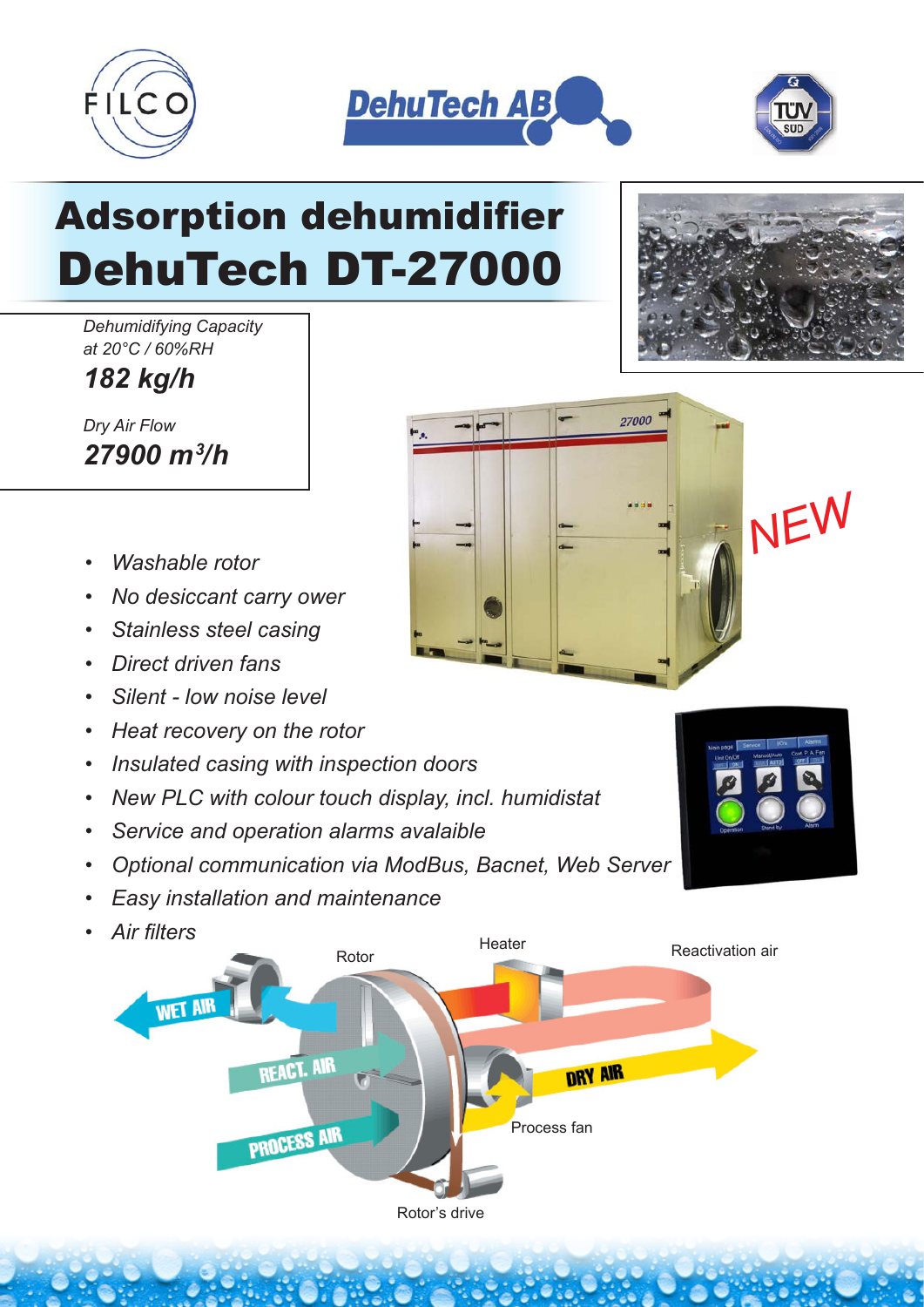# Adsorption dehumidifier
# DehuTech DT-27000

*Dehumidifying Capacity at 20°C / 60%RH*

***182 kg/h***

*Dry Air Flow*

***27900 m³/h***

NEW

- *Washable rotor*
- *No desiccant carry ower*
- *Stainless steel casing*
- *Direct driven fans*
- *Silent - low noise level*
- *Heat recovery on the rotor*
- *Insulated casing with inspection doors*
- *New PLC with colour touch display, incl. humidistat*
- *Service and operation alarms avalaible*
- *Optional communication via ModBus, Bacnet, Web Server*
- *Easy installation and maintenance*
- *Air filters*

Rotor
Heater
Reactivation air
WET AIR
REACT. AIR
PROCESS AIR
DRY AIR
Process fan
Rotor's drive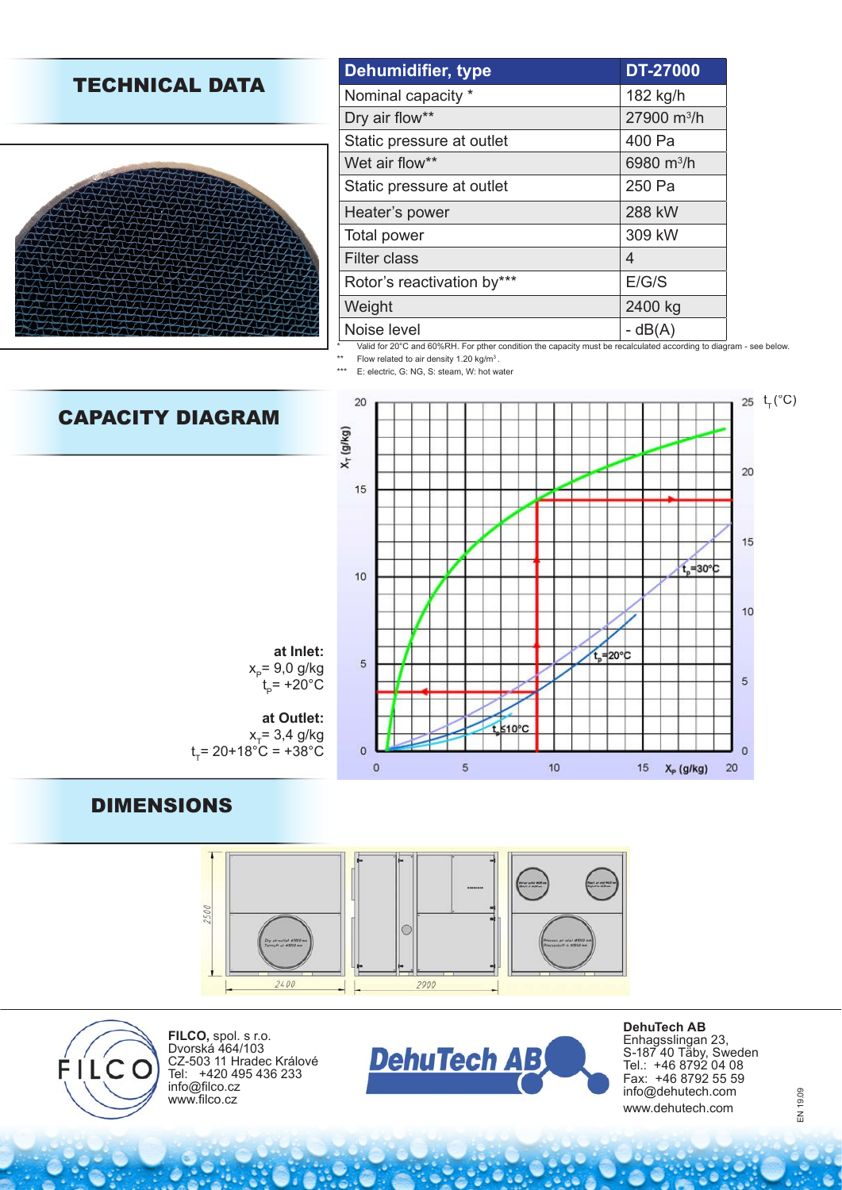## TECHNICAL DATA

| Dehumidifier, type | DT-27000 |
|---|---|
| Nominal capacity * | 182 kg/h |
| Dry air flow** | 27900 $m^3/h$ |
| Static pressure at outlet | 400 Pa |
| Wet air flow** | 6980 $m^3/h$ |
| Static pressure at outlet | 250 Pa |
| Heater's power | 288 kW |
| Total power | 309 kW |
| Filter class | 4 |
| Rotor's reactivation by*** | E/G/S |
| Weight | 2400 kg |
| Noise level | - dB(A) |

\* Valid for 20°C and 60%RH. For pther condition the capacity must be recalculated according to diagram - see below.

\** Flow related to air density 1.20 $kg/m^3$.

\*** E: electric, G: NG, S: steam, W: hot water

## CAPACITY DIAGRAM

**at Inlet:**
$x_P$= 9,0 g/kg
$t_P$= +20°C

**at Outlet:**
$x_T$= 3,4 g/kg
$t_T$= 20+18°C = +38°C

$X_T$ (g/kg)
0
5
10
15
20

$t_T$ (°C)
25
20
15
10
5
0

$t_p$=30°C
$t_p$=20°C
$t_p$≤10°C

0
5
10
15
$X_P$ (g/kg)
20

## DIMENSIONS

2500
2400
2900

Dry air outlet Ø1000 mm
Process air Ø1000 mm

---

**FILCO,** spol. s r.o.
Dvorská 464/103
CZ-503 11 Hradec Králové
Tel: +420 495 436 233
info@filco.cz
www.filco.cz

**DehuTech AB**
Enhagsslingan 23,
S-187 40 Täby, Sweden
Tel.: +46 8792 04 08
Fax: +46 8792 55 59
info@dehutech.com
www.dehutech.com

EN 19.09